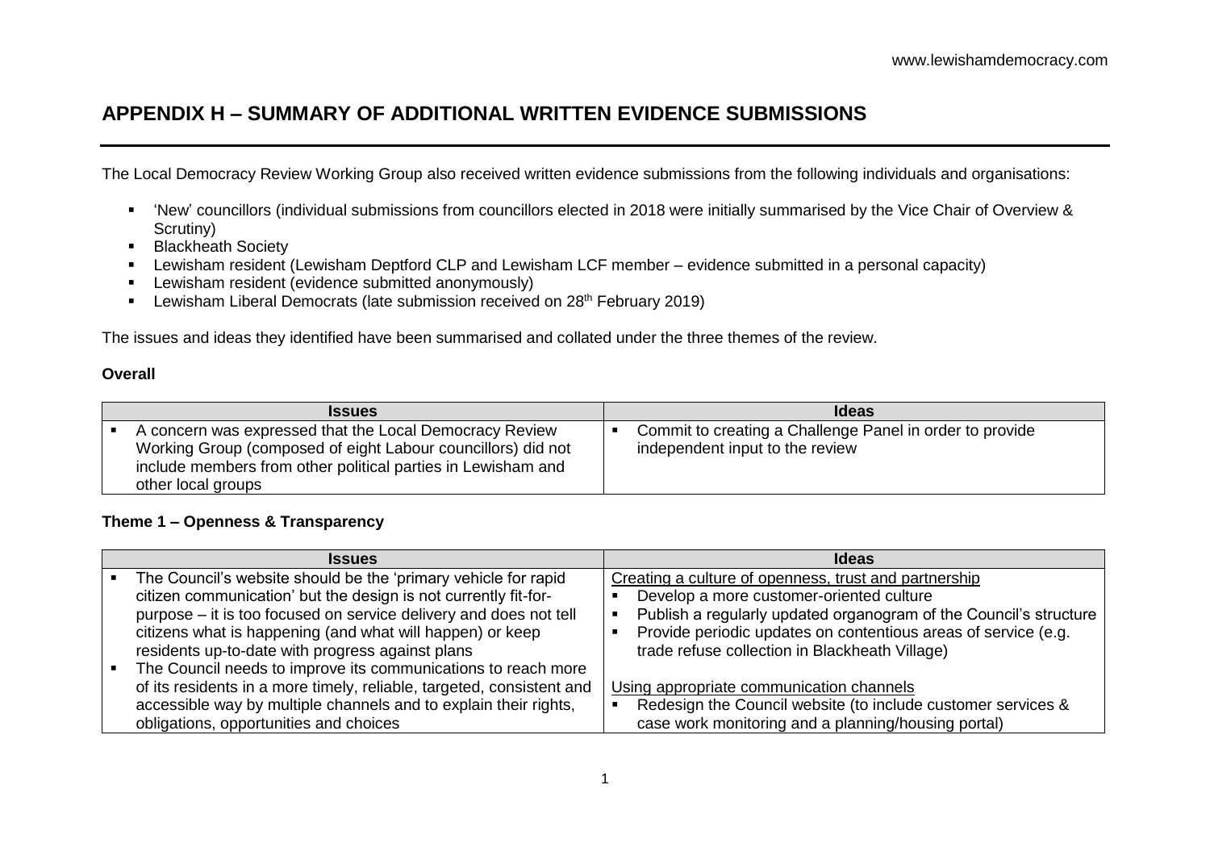# APPENDIX H – SUMMARY OF ADDITIONAL WRITTEN EVIDENCE SUBMISSIONS

The Local Democracy Review Working Group also received written evidence submissions from the following individuals and organisations:

- 'New' councillors (individual submissions from councillors elected in 2018 were initially summarised by the Vice Chair of Overview & Scrutiny)
- Blackheath Society
- Lewisham resident (Lewisham Deptford CLP and Lewisham LCF member – evidence submitted in a personal capacity)
- Lewisham resident (evidence submitted anonymously)
- Lewisham Liberal Democrats (late submission received on 28th February 2019)

The issues and ideas they identified have been summarised and collated under the three themes of the review.

**Overall**

| Issues | Ideas |
|---|---|
| ▪ A concern was expressed that the Local Democracy Review Working Group (composed of eight Labour councillors) did not include members from other political parties in Lewisham and other local groups | ▪ Commit to creating a Challenge Panel in order to provide independent input to the review |

**Theme 1 – Openness & Transparency**

| Issues | Ideas |
|---|---|
| ▪ The Council's website should be the 'primary vehicle for rapid citizen communication' but the design is not currently fit-for-purpose – it is too focused on service delivery and does not tell citizens what is happening (and what will happen) or keep residents up-to-date with progress against plans<br>▪ The Council needs to improve its communications to reach more of its residents in a more timely, reliable, targeted, consistent and accessible way by multiple channels and to explain their rights, obligations, opportunities and choices | Creating a culture of openness, trust and partnership<br>▪ Develop a more customer-oriented culture<br>▪ Publish a regularly updated organogram of the Council's structure<br>▪ Provide periodic updates on contentious areas of service (e.g. trade refuse collection in Blackheath Village)<br><br>Using appropriate communication channels<br>▪ Redesign the Council website (to include customer services & case work monitoring and a planning/housing portal) |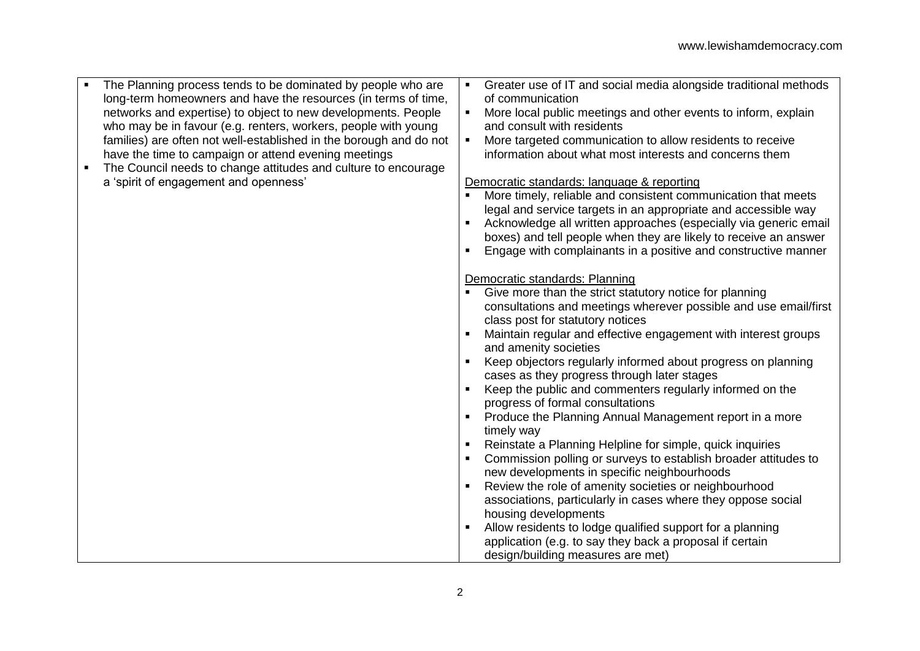| | |
|---|---|
| <ul><li>The Planning process tends to be dominated by people who are long-term homeowners and have the resources (in terms of time, networks and expertise) to object to new developments. People who may be in favour (e.g. renters, workers, people with young families) are often not well-established in the borough and do not have the time to campaign or attend evening meetings</li><li>The Council needs to change attitudes and culture to encourage a 'spirit of engagement and openness'</li></ul> | <ul><li>Greater use of IT and social media alongside traditional methods of communication</li><li>More local public meetings and other events to inform, explain and consult with residents</li><li>More targeted communication to allow residents to receive information about what most interests and concerns them</li></ul><u>Democratic standards: language & reporting</u><ul><li>More timely, reliable and consistent communication that meets legal and service targets in an appropriate and accessible way</li><li>Acknowledge all written approaches (especially via generic email boxes) and tell people when they are likely to receive an answer</li><li>Engage with complainants in a positive and constructive manner</li></ul><u>Democratic standards: Planning</u><ul><li>Give more than the strict statutory notice for planning consultations and meetings wherever possible and use email/first class post for statutory notices</li><li>Maintain regular and effective engagement with interest groups and amenity societies</li><li>Keep objectors regularly informed about progress on planning cases as they progress through later stages</li><li>Keep the public and commenters regularly informed on the progress of formal consultations</li><li>Produce the Planning Annual Management report in a more timely way</li><li>Reinstate a Planning Helpline for simple, quick inquiries</li><li>Commission polling or surveys to establish broader attitudes to new developments in specific neighbourhoods</li><li>Review the role of amenity societies or neighbourhood associations, particularly in cases where they oppose social housing developments</li><li>Allow residents to lodge qualified support for a planning application (e.g. to say they back a proposal if certain design/building measures are met)</li></ul> |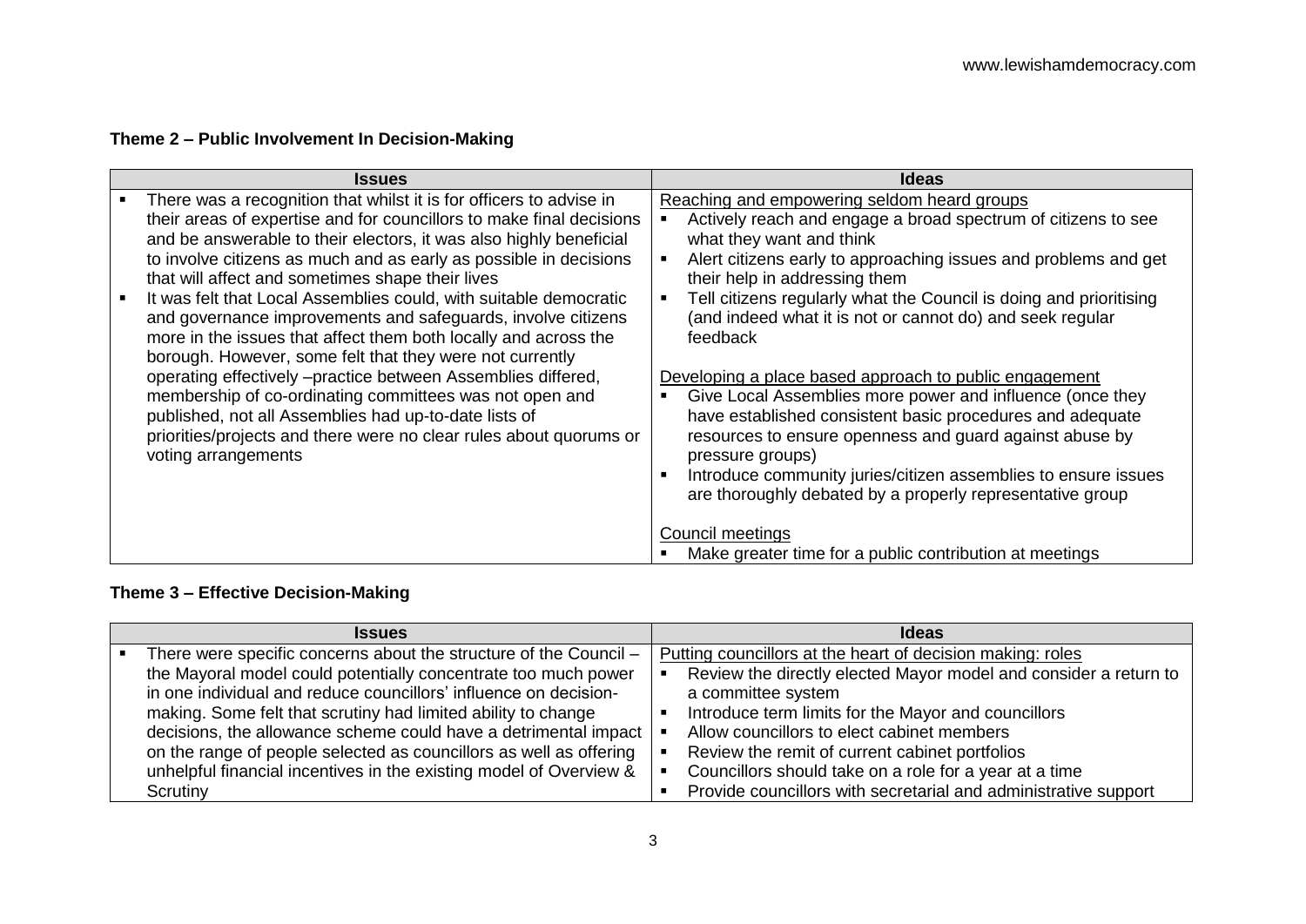### Theme 2 – Public Involvement In Decision-Making

| Issues | Ideas |
|---|---|
| ▪ There was a recognition that whilst it is for officers to advise in their areas of expertise and for councillors to make final decisions and be answerable to their electors, it was also highly beneficial to involve citizens as much and as early as possible in decisions that will affect and sometimes shape their lives<br>▪ It was felt that Local Assemblies could, with suitable democratic and governance improvements and safeguards, involve citizens more in the issues that affect them both locally and across the borough. However, some felt that they were not currently operating effectively –practice between Assemblies differed, membership of co-ordinating committees was not open and published, not all Assemblies had up-to-date lists of priorities/projects and there were no clear rules about quorums or voting arrangements | <u>Reaching and empowering seldom heard groups</u><br>▪ Actively reach and engage a broad spectrum of citizens to see what they want and think<br>▪ Alert citizens early to approaching issues and problems and get their help in addressing them<br>▪ Tell citizens regularly what the Council is doing and prioritising (and indeed what it is not or cannot do) and seek regular feedback<br><br><u>Developing a place based approach to public engagement</u><br>▪ Give Local Assemblies more power and influence (once they have established consistent basic procedures and adequate resources to ensure openness and guard against abuse by pressure groups)<br>▪ Introduce community juries/citizen assemblies to ensure issues are thoroughly debated by a properly representative group<br><br><u>Council meetings</u><br>▪ Make greater time for a public contribution at meetings |

### Theme 3 – Effective Decision-Making

| Issues | Ideas |
|---|---|
| ▪ There were specific concerns about the structure of the Council – the Mayoral model could potentially concentrate too much power in one individual and reduce councillors' influence on decision-making. Some felt that scrutiny had limited ability to change decisions, the allowance scheme could have a detrimental impact on the range of people selected as councillors as well as offering unhelpful financial incentives in the existing model of Overview & Scrutiny | <u>Putting councillors at the heart of decision making: roles</u><br>▪ Review the directly elected Mayor model and consider a return to a committee system<br>▪ Introduce term limits for the Mayor and councillors<br>▪ Allow councillors to elect cabinet members<br>▪ Review the remit of current cabinet portfolios<br>▪ Councillors should take on a role for a year at a time<br>▪ Provide councillors with secretarial and administrative support |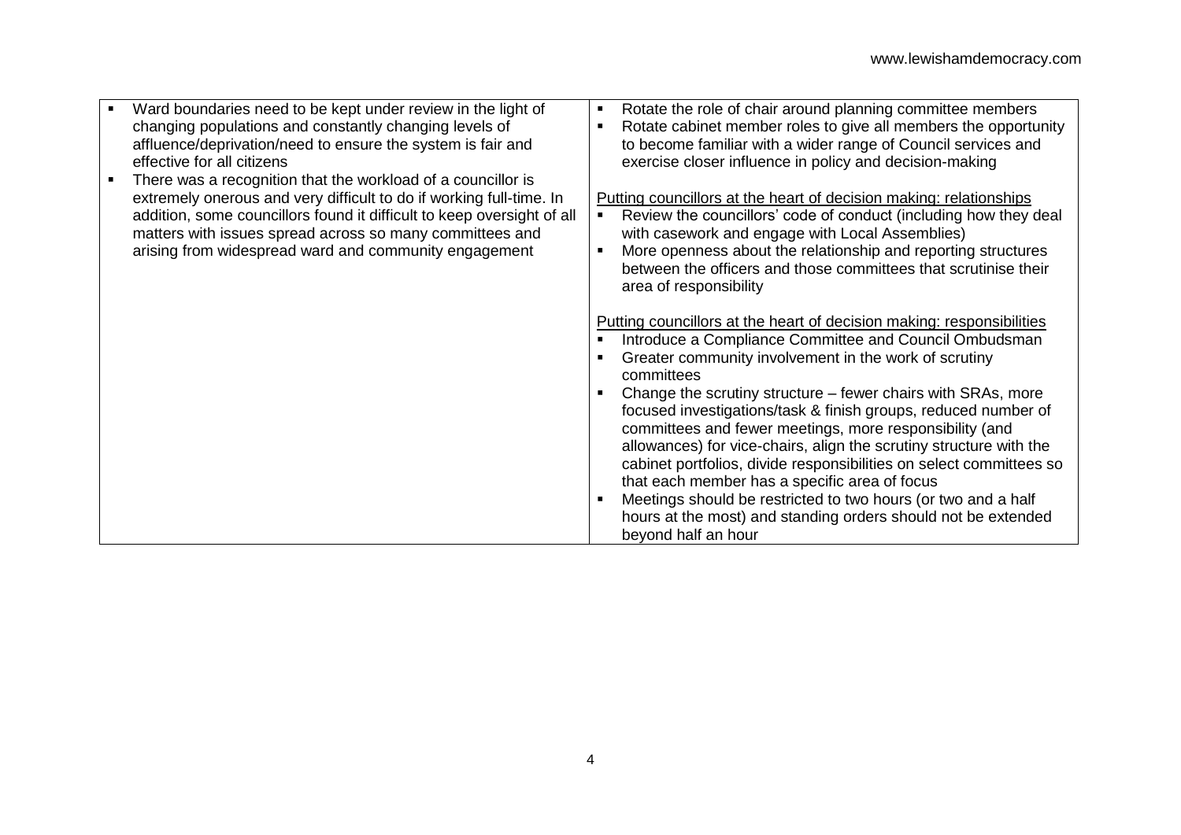| | |
|---|---|
| <ul><li>Ward boundaries need to be kept under review in the light of changing populations and constantly changing levels of affluence/deprivation/need to ensure the system is fair and effective for all citizens</li><li>There was a recognition that the workload of a councillor is extremely onerous and very difficult to do if working full-time. In addition, some councillors found it difficult to keep oversight of all matters with issues spread across so many committees and arising from widespread ward and community engagement</li></ul> | <ul><li>Rotate the role of chair around planning committee members</li><li>Rotate cabinet member roles to give all members the opportunity to become familiar with a wider range of Council services and exercise closer influence in policy and decision-making</li></ul><u>Putting councillors at the heart of decision making: relationships</u><ul><li>Review the councillors' code of conduct (including how they deal with casework and engage with Local Assemblies)</li><li>More openness about the relationship and reporting structures between the officers and those committees that scrutinise their area of responsibility</li></ul><u>Putting councillors at the heart of decision making: responsibilities</u><ul><li>Introduce a Compliance Committee and Council Ombudsman</li><li>Greater community involvement in the work of scrutiny committees</li><li>Change the scrutiny structure – fewer chairs with SRAs, more focused investigations/task & finish groups, reduced number of committees and fewer meetings, more responsibility (and allowances) for vice-chairs, align the scrutiny structure with the cabinet portfolios, divide responsibilities on select committees so that each member has a specific area of focus</li><li>Meetings should be restricted to two hours (or two and a half hours at the most) and standing orders should not be extended beyond half an hour</li></ul> |